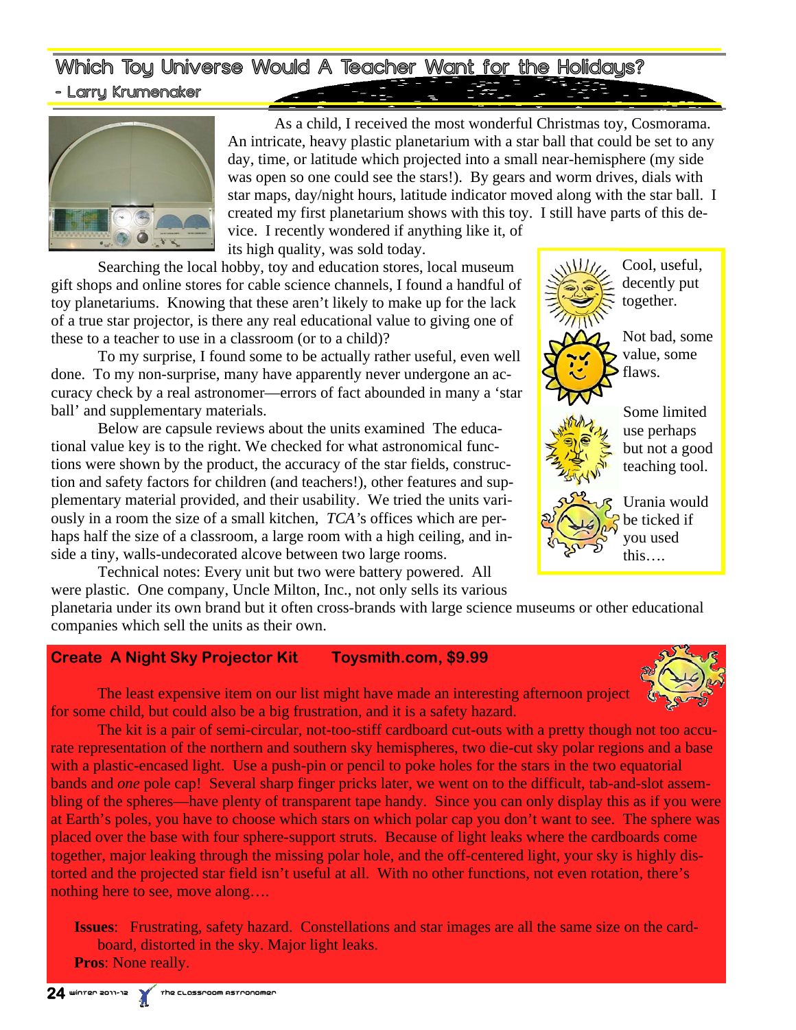# Which Toy Universe Would A Teacher Want for the Holidays?

- Larry Krumenaker

As a child, I received the most wonderful Christmas toy, Cosmorama. An intricate, heavy plastic planetarium with a star ball that could be set to any day, time, or latitude which projected into a small near-hemisphere (my side was open so one could see the stars!). By gears and worm drives, dials with star maps, day/night hours, latitude indicator moved along with the star ball. I created my first planetarium shows with this toy. I still have parts of this device. I recently wondered if anything like it, of its high quality, was sold today.

Searching the local hobby, toy and education stores, local museum gift shops and online stores for cable science channels, I found a handful of toy planetariums. Knowing that these aren't likely to make up for the lack of a true star projector, is there any real educational value to giving one of these to a teacher to use in a classroom (or to a child)?

To my surprise, I found some to be actually rather useful, even well done. To my non-surprise, many have apparently never undergone an accuracy check by a real astronomer—errors of fact abounded in many a 'star ball' and supplementary materials.

Below are capsule reviews about the units examined The educational value key is to the right. We checked for what astronomical functions were shown by the product, the accuracy of the star fields, construction and safety factors for children (and teachers!), other features and supplementary material provided, and their usability. We tried the units variously in a room the size of a small kitchen, *TCA*'s offices which are perhaps half the size of a classroom, a large room with a high ceiling, and inside a tiny, walls-undecorated alcove between two large rooms.

Technical notes: Every unit but two were battery powered. All were plastic. One company, Uncle Milton, Inc., not only sells its various planetaria under its own brand but it often cross-brands with large science museums or other educational companies which sell the units as their own.

Cool, useful, decently put together.

Not bad, some value, some flaws.

Some limited use perhaps but not a good teaching tool.

Urania would be ticked if you used this….

## Create A Night Sky Projector Kit    Toysmith.com, $9.99

The least expensive item on our list might have made an interesting afternoon project for some child, but could also be a big frustration, and it is a safety hazard.

The kit is a pair of semi-circular, not-too-stiff cardboard cut-outs with a pretty though not too accurate representation of the northern and southern sky hemispheres, two die-cut sky polar regions and a base with a plastic-encased light. Use a push-pin or pencil to poke holes for the stars in the two equatorial bands and *one* pole cap! Several sharp finger pricks later, we went on to the difficult, tab-and-slot assembling of the spheres—have plenty of transparent tape handy. Since you can only display this as if you were at Earth's poles, you have to choose which stars on which polar cap you don't want to see. The sphere was placed over the base with four sphere-support struts. Because of light leaks where the cardboards come together, major leaking through the missing polar hole, and the off-centered light, your sky is highly distorted and the projected star field isn't useful at all. With no other functions, not even rotation, there's nothing here to see, move along….

**Issues**: Frustrating, safety hazard. Constellations and star images are all the same size on the cardboard, distorted in the sky. Major light leaks.
**Pros**: None really.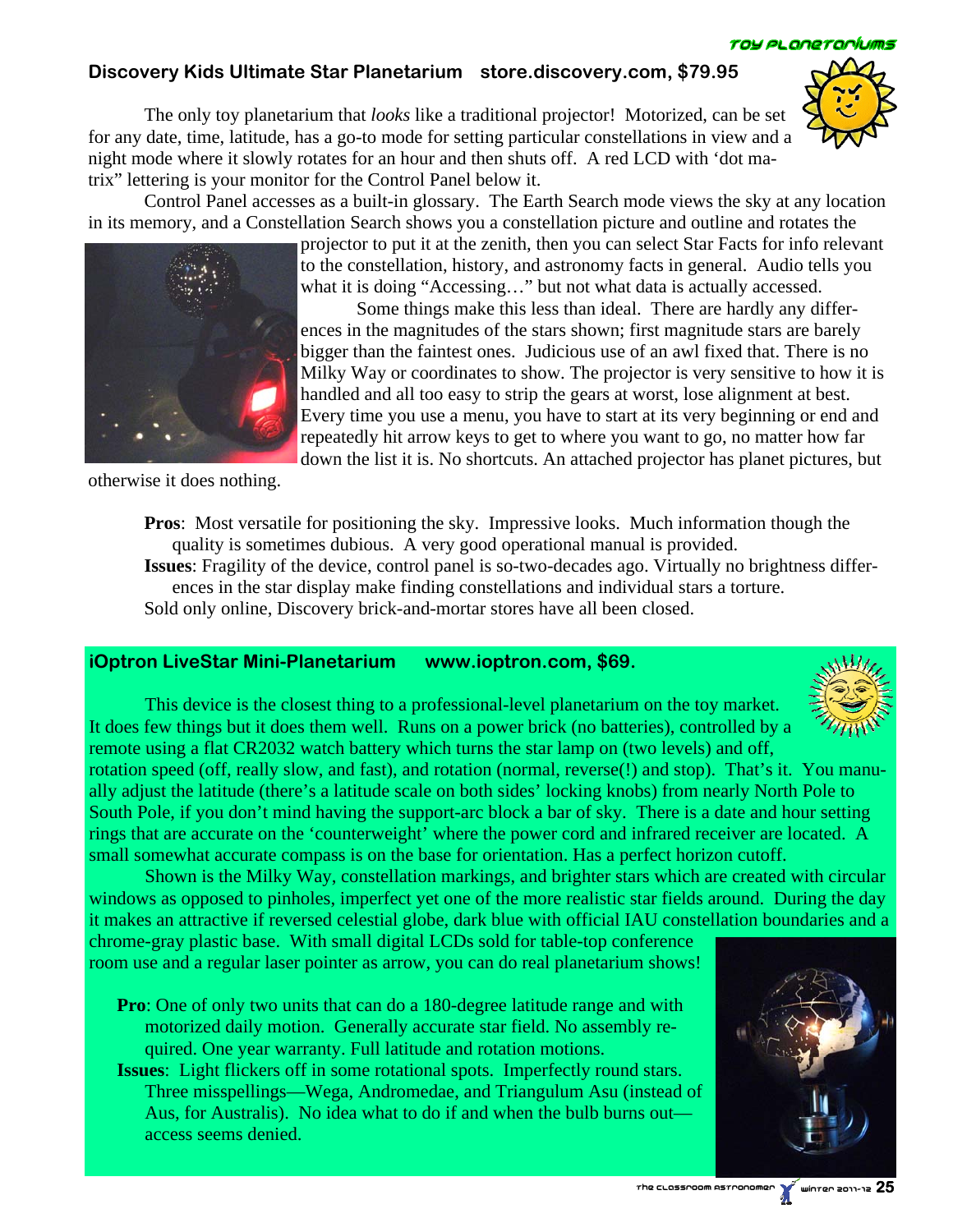## Discovery Kids Ultimate Star Planetarium   store.discovery.com, $79.95

The only toy planetarium that *looks* like a traditional projector! Motorized, can be set for any date, time, latitude, has a go-to mode for setting particular constellations in view and a night mode where it slowly rotates for an hour and then shuts off. A red LCD with 'dot matrix" lettering is your monitor for the Control Panel below it.

Control Panel accesses as a built-in glossary. The Earth Search mode views the sky at any location in its memory, and a Constellation Search shows you a constellation picture and outline and rotates the projector to put it at the zenith, then you can select Star Facts for info relevant to the constellation, history, and astronomy facts in general. Audio tells you what it is doing "Accessing…" but not what data is actually accessed.

Some things make this less than ideal. There are hardly any differences in the magnitudes of the stars shown; first magnitude stars are barely bigger than the faintest ones. Judicious use of an awl fixed that. There is no Milky Way or coordinates to show. The projector is very sensitive to how it is handled and all too easy to strip the gears at worst, lose alignment at best. Every time you use a menu, you have to start at its very beginning or end and repeatedly hit arrow keys to get to where you want to go, no matter how far down the list it is. No shortcuts. An attached projector has planet pictures, but otherwise it does nothing.

**Pros**: Most versatile for positioning the sky. Impressive looks. Much information though the quality is sometimes dubious. A very good operational manual is provided.

**Issues**: Fragility of the device, control panel is so-two-decades ago. Virtually no brightness differences in the star display make finding constellations and individual stars a torture.

Sold only online, Discovery brick-and-mortar stores have all been closed.

## iOptron LiveStar Mini-Planetarium   www.ioptron.com, $69.

This device is the closest thing to a professional-level planetarium on the toy market. It does few things but it does them well. Runs on a power brick (no batteries), controlled by a remote using a flat CR2032 watch battery which turns the star lamp on (two levels) and off, rotation speed (off, really slow, and fast), and rotation (normal, reverse(!) and stop). That's it. You manually adjust the latitude (there's a latitude scale on both sides' locking knobs) from nearly North Pole to South Pole, if you don't mind having the support-arc block a bar of sky. There is a date and hour setting rings that are accurate on the 'counterweight' where the power cord and infrared receiver are located. A small somewhat accurate compass is on the base for orientation. Has a perfect horizon cutoff.

Shown is the Milky Way, constellation markings, and brighter stars which are created with circular windows as opposed to pinholes, imperfect yet one of the more realistic star fields around. During the day it makes an attractive if reversed celestial globe, dark blue with official IAU constellation boundaries and a chrome-gray plastic base. With small digital LCDs sold for table-top conference room use and a regular laser pointer as arrow, you can do real planetarium shows!

**Pro**: One of only two units that can do a 180-degree latitude range and with motorized daily motion. Generally accurate star field. No assembly required. One year warranty. Full latitude and rotation motions.

**Issues**: Light flickers off in some rotational spots. Imperfectly round stars. Three misspellings—Wega, Andromedae, and Triangulum Asu (instead of Aus, for Australis). No idea what to do if and when the bulb burns out—access seems denied.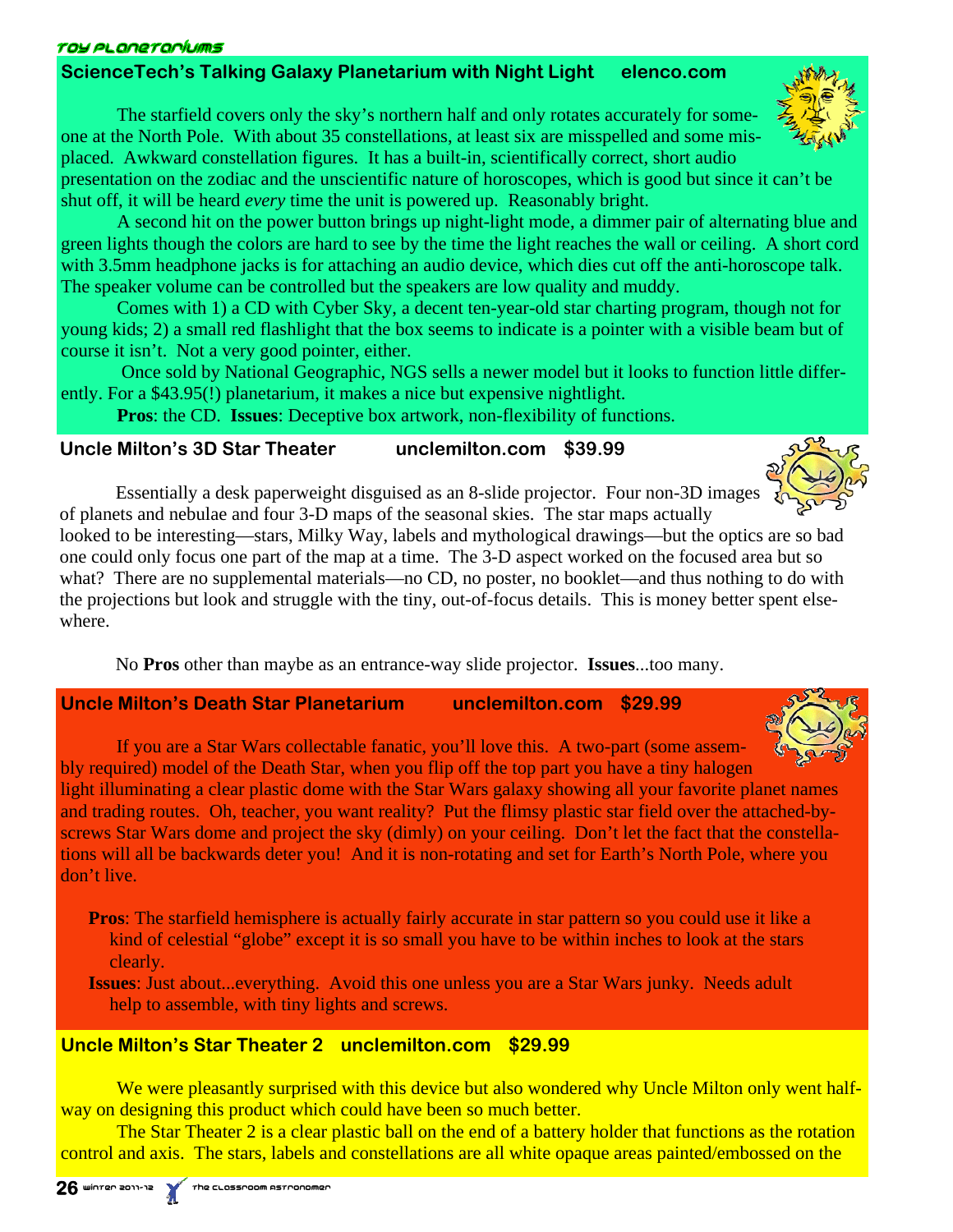## ScienceTech's Talking Galaxy Planetarium with Night Light elenco.com

The starfield covers only the sky's northern half and only rotates accurately for someone at the North Pole. With about 35 constellations, at least six are misspelled and some misplaced. Awkward constellation figures. It has a built-in, scientifically correct, short audio presentation on the zodiac and the unscientific nature of horoscopes, which is good but since it can't be shut off, it will be heard *every* time the unit is powered up. Reasonably bright.

A second hit on the power button brings up night-light mode, a dimmer pair of alternating blue and green lights though the colors are hard to see by the time the light reaches the wall or ceiling. A short cord with 3.5mm headphone jacks is for attaching an audio device, which dies cut off the anti-horoscope talk. The speaker volume can be controlled but the speakers are low quality and muddy.

Comes with 1) a CD with Cyber Sky, a decent ten-year-old star charting program, though not for young kids; 2) a small red flashlight that the box seems to indicate is a pointer with a visible beam but of course it isn't. Not a very good pointer, either.

Once sold by National Geographic, NGS sells a newer model but it looks to function little differently. For a $43.95(!) planetarium, it makes a nice but expensive nightlight.

**Pros**: the CD. **Issues**: Deceptive box artwork, non-flexibility of functions.

## Uncle Milton's 3D Star Theater unclemilton.com $39.99

Essentially a desk paperweight disguised as an 8-slide projector. Four non-3D images of planets and nebulae and four 3-D maps of the seasonal skies. The star maps actually looked to be interesting—stars, Milky Way, labels and mythological drawings—but the optics are so bad one could only focus one part of the map at a time. The 3-D aspect worked on the focused area but so what? There are no supplemental materials—no CD, no poster, no booklet—and thus nothing to do with the projections but look and struggle with the tiny, out-of-focus details. This is money better spent elsewhere.

No **Pros** other than maybe as an entrance-way slide projector. **Issues**...too many.

## Uncle Milton's Death Star Planetarium unclemilton.com $29.99

If you are a Star Wars collectable fanatic, you'll love this. A two-part (some assembly required) model of the Death Star, when you flip off the top part you have a tiny halogen light illuminating a clear plastic dome with the Star Wars galaxy showing all your favorite planet names and trading routes. Oh, teacher, you want reality? Put the flimsy plastic star field over the attached-by-screws Star Wars dome and project the sky (dimly) on your ceiling. Don't let the fact that the constellations will all be backwards deter you! And it is non-rotating and set for Earth's North Pole, where you don't live.

**Pros**: The starfield hemisphere is actually fairly accurate in star pattern so you could use it like a kind of celestial "globe" except it is so small you have to be within inches to look at the stars clearly.

**Issues**: Just about...everything. Avoid this one unless you are a Star Wars junky. Needs adult help to assemble, with tiny lights and screws.

## Uncle Milton's Star Theater 2 unclemilton.com $29.99

We were pleasantly surprised with this device but also wondered why Uncle Milton only went halfway on designing this product which could have been so much better.

The Star Theater 2 is a clear plastic ball on the end of a battery holder that functions as the rotation control and axis. The stars, labels and constellations are all white opaque areas painted/embossed on the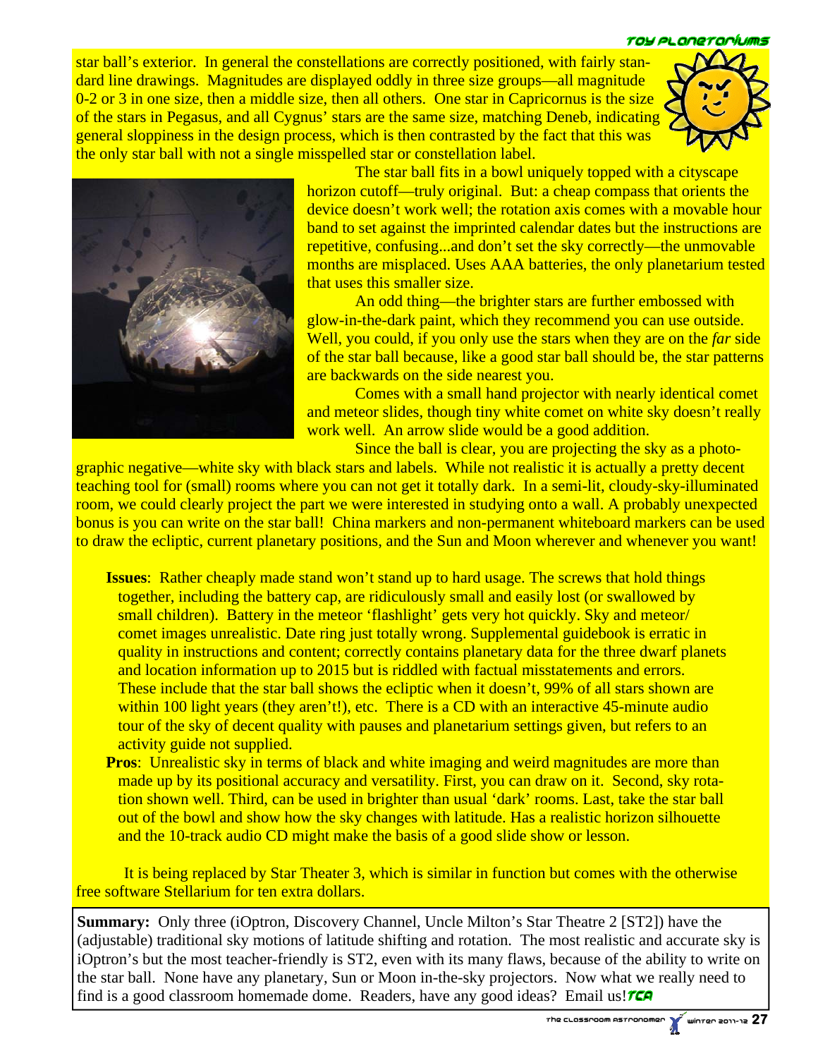star ball's exterior. In general the constellations are correctly positioned, with fairly standard line drawings. Magnitudes are displayed oddly in three size groups—all magnitude 0-2 or 3 in one size, then a middle size, then all others. One star in Capricornus is the size of the stars in Pegasus, and all Cygnus' stars are the same size, matching Deneb, indicating general sloppiness in the design process, which is then contrasted by the fact that this was the only star ball with not a single misspelled star or constellation label.

The star ball fits in a bowl uniquely topped with a cityscape horizon cutoff—truly original. But: a cheap compass that orients the device doesn't work well; the rotation axis comes with a movable hour band to set against the imprinted calendar dates but the instructions are repetitive, confusing...and don't set the sky correctly—the unmovable months are misplaced. Uses AAA batteries, the only planetarium tested that uses this smaller size.

An odd thing—the brighter stars are further embossed with glow-in-the-dark paint, which they recommend you can use outside. Well, you could, if you only use the stars when they are on the *far* side of the star ball because, like a good star ball should be, the star patterns are backwards on the side nearest you.

Comes with a small hand projector with nearly identical comet and meteor slides, though tiny white comet on white sky doesn't really work well. An arrow slide would be a good addition.

Since the ball is clear, you are projecting the sky as a photographic negative—white sky with black stars and labels. While not realistic it is actually a pretty decent teaching tool for (small) rooms where you can not get it totally dark. In a semi-lit, cloudy-sky-illuminated room, we could clearly project the part we were interested in studying onto a wall. A probably unexpected bonus is you can write on the star ball! China markers and non-permanent whiteboard markers can be used to draw the ecliptic, current planetary positions, and the Sun and Moon wherever and whenever you want!

**Issues**: Rather cheaply made stand won't stand up to hard usage. The screws that hold things together, including the battery cap, are ridiculously small and easily lost (or swallowed by small children). Battery in the meteor 'flashlight' gets very hot quickly. Sky and meteor/comet images unrealistic. Date ring just totally wrong. Supplemental guidebook is erratic in quality in instructions and content; correctly contains planetary data for the three dwarf planets and location information up to 2015 but is riddled with factual misstatements and errors. These include that the star ball shows the ecliptic when it doesn't, 99% of all stars shown are within 100 light years (they aren't!), etc. There is a CD with an interactive 45-minute audio tour of the sky of decent quality with pauses and planetarium settings given, but refers to an activity guide not supplied.

**Pros**: Unrealistic sky in terms of black and white imaging and weird magnitudes are more than made up by its positional accuracy and versatility. First, you can draw on it. Second, sky rotation shown well. Third, can be used in brighter than usual 'dark' rooms. Last, take the star ball out of the bowl and show how the sky changes with latitude. Has a realistic horizon silhouette and the 10-track audio CD might make the basis of a good slide show or lesson.

It is being replaced by Star Theater 3, which is similar in function but comes with the otherwise free software Stellarium for ten extra dollars.

**Summary:** Only three (iOptron, Discovery Channel, Uncle Milton's Star Theatre 2 [ST2]) have the (adjustable) traditional sky motions of latitude shifting and rotation. The most realistic and accurate sky is iOptron's but the most teacher-friendly is ST2, even with its many flaws, because of the ability to write on the star ball. None have any planetary, Sun or Moon in-the-sky projectors. Now what we really need to find is a good classroom homemade dome. Readers, have any good ideas? Email us! *TCA*